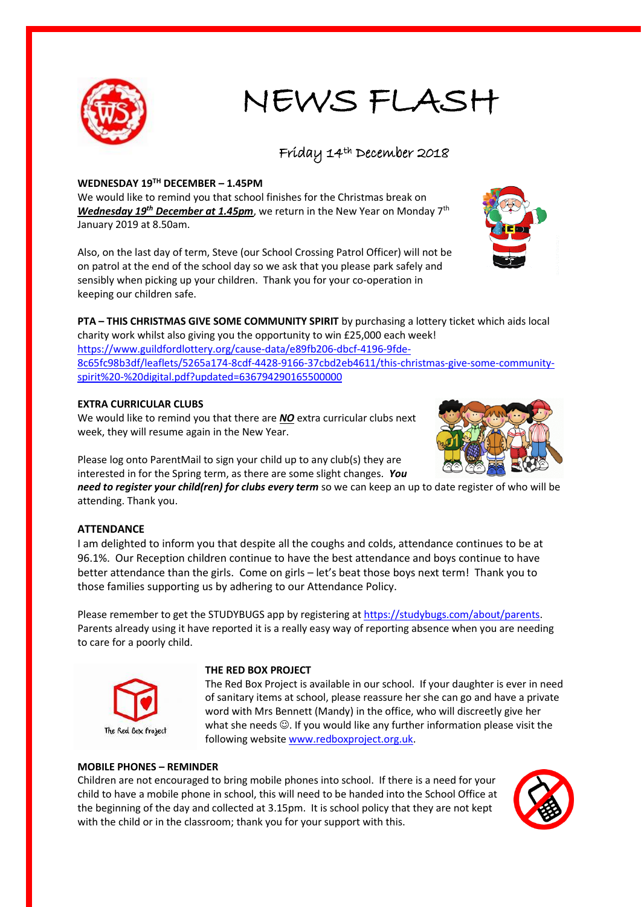# NEWS FLASH

Friday 14th December 2018

**WEDNESDAY 19TH DECEMBER – 1.45PM**

We would like to remind you that school finishes for the Christmas break on ***Wednesday 19th December at 1.45pm***, we return in the New Year on Monday 7th January 2019 at 8.50am.

Also, on the last day of term, Steve (our School Crossing Patrol Officer) will not be on patrol at the end of the school day so we ask that you please park safely and sensibly when picking up your children. Thank you for your co-operation in keeping our children safe.

**PTA – THIS CHRISTMAS GIVE SOME COMMUNITY SPIRIT** by purchasing a lottery ticket which aids local charity work whilst also giving you the opportunity to win £25,000 each week!
https://www.guildfordlottery.org/cause-data/e89fb206-dbcf-4196-9fde-8c65fc98b3df/leaflets/5265a174-8cdf-4428-9166-37cbd2eb4611/this-christmas-give-some-community-spirit%20-%20digital.pdf?updated=636794290165500000

**EXTRA CURRICULAR CLUBS**

We would like to remind you that there are ***NO*** extra curricular clubs next week, they will resume again in the New Year.

Please log onto ParentMail to sign your child up to any club(s) they are interested in for the Spring term, as there are some slight changes. ***You need to register your child(ren) for clubs every term*** so we can keep an up to date register of who will be attending. Thank you.

**ATTENDANCE**

I am delighted to inform you that despite all the coughs and colds, attendance continues to be at 96.1%. Our Reception children continue to have the best attendance and boys continue to have better attendance than the girls. Come on girls – let's beat those boys next term! Thank you to those families supporting us by adhering to our Attendance Policy.

Please remember to get the STUDYBUGS app by registering at https://studybugs.com/about/parents. Parents already using it have reported it is a really easy way of reporting absence when you are needing to care for a poorly child.

**THE RED BOX PROJECT**

The Red Box Project is available in our school. If your daughter is ever in need of sanitary items at school, please reassure her she can go and have a private word with Mrs Bennett (Mandy) in the office, who will discreetly give her what she needs ☺. If you would like any further information please visit the following website www.redboxproject.org.uk.

**MOBILE PHONES – REMINDER**

Children are not encouraged to bring mobile phones into school. If there is a need for your child to have a mobile phone in school, this will need to be handed into the School Office at the beginning of the day and collected at 3.15pm. It is school policy that they are not kept with the child or in the classroom; thank you for your support with this.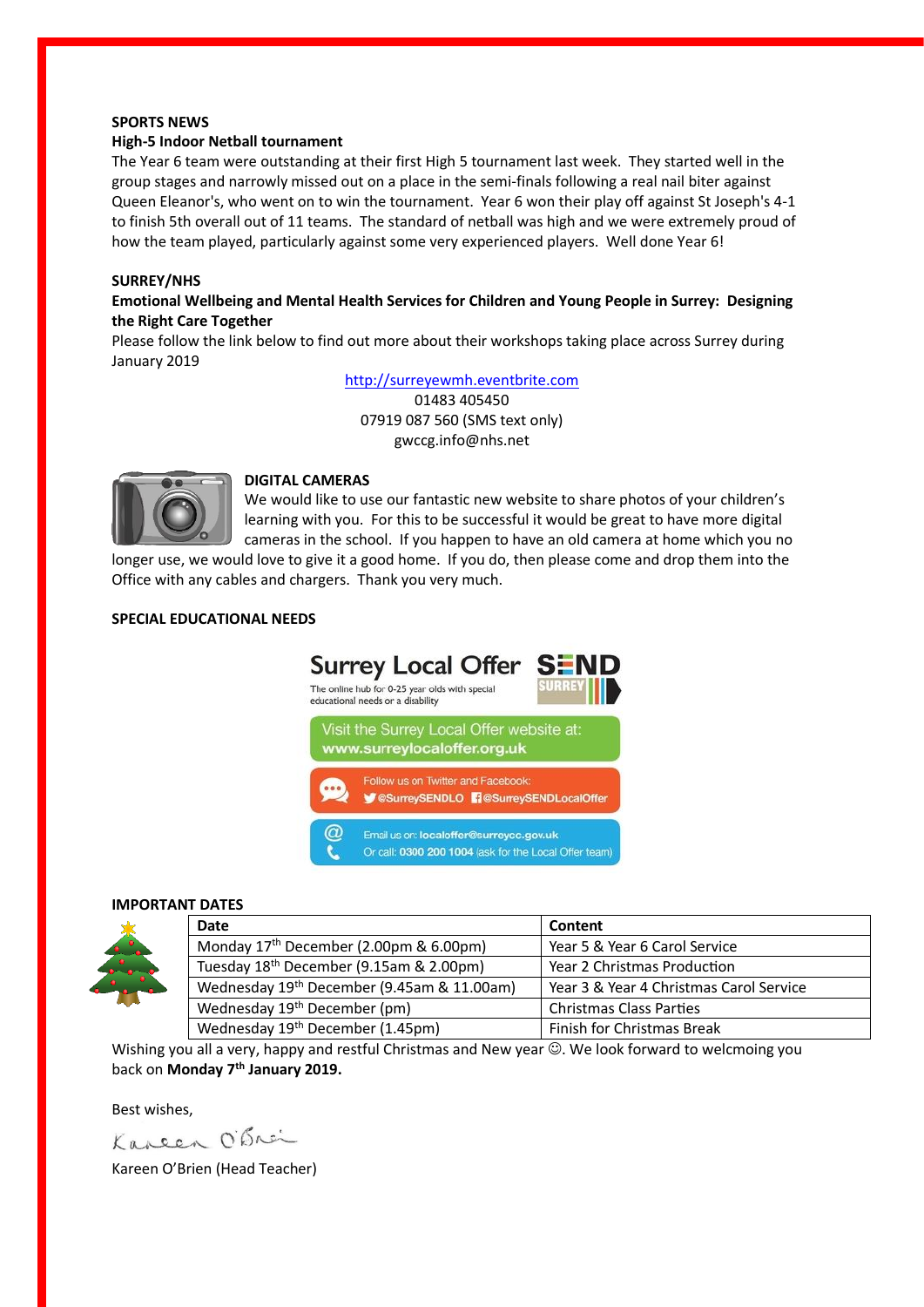**SPORTS NEWS**

**High-5 Indoor Netball tournament**

The Year 6 team were outstanding at their first High 5 tournament last week. They started well in the group stages and narrowly missed out on a place in the semi-finals following a real nail biter against Queen Eleanor's, who went on to win the tournament. Year 6 won their play off against St Joseph's 4-1 to finish 5th overall out of 11 teams. The standard of netball was high and we were extremely proud of how the team played, particularly against some very experienced players. Well done Year 6!

**SURREY/NHS**

**Emotional Wellbeing and Mental Health Services for Children and Young People in Surrey: Designing the Right Care Together**

Please follow the link below to find out more about their workshops taking place across Surrey during January 2019

http://surreyewmh.eventbrite.com
01483 405450
07919 087 560 (SMS text only)
gwccg.info@nhs.net

**DIGITAL CAMERAS**

We would like to use our fantastic new website to share photos of your children's learning with you. For this to be successful it would be great to have more digital cameras in the school. If you happen to have an old camera at home which you no longer use, we would love to give it a good home. If you do, then please come and drop them into the Office with any cables and chargers. Thank you very much.

**SPECIAL EDUCATIONAL NEEDS**

Surrey Local Offer SEND SURREY
The online hub for 0-25 year olds with special educational needs or a disability

Visit the Surrey Local Offer website at: www.surreylocaloffer.org.uk

Follow us on Twitter and Facebook: @SurreySENDLO @SurreySENDLocalOffer

Email us on: localoffer@surreycc.gov.uk
Or call: 0300 200 1004 (ask for the Local Offer team)

**IMPORTANT DATES**

| Date | Content |
|---|---|
| Monday 17th December (2.00pm & 6.00pm) | Year 5 & Year 6 Carol Service |
| Tuesday 18th December (9.15am & 2.00pm) | Year 2 Christmas Production |
| Wednesday 19th December (9.45am & 11.00am) | Year 3 & Year 4 Christmas Carol Service |
| Wednesday 19th December (pm) | Christmas Class Parties |
| Wednesday 19th December (1.45pm) | Finish for Christmas Break |

Wishing you all a very, happy and restful Christmas and New year ☺. We look forward to welcmoing you back on **Monday 7th January 2019.**

Best wishes,

Kareen O'Brien

Kareen O'Brien (Head Teacher)